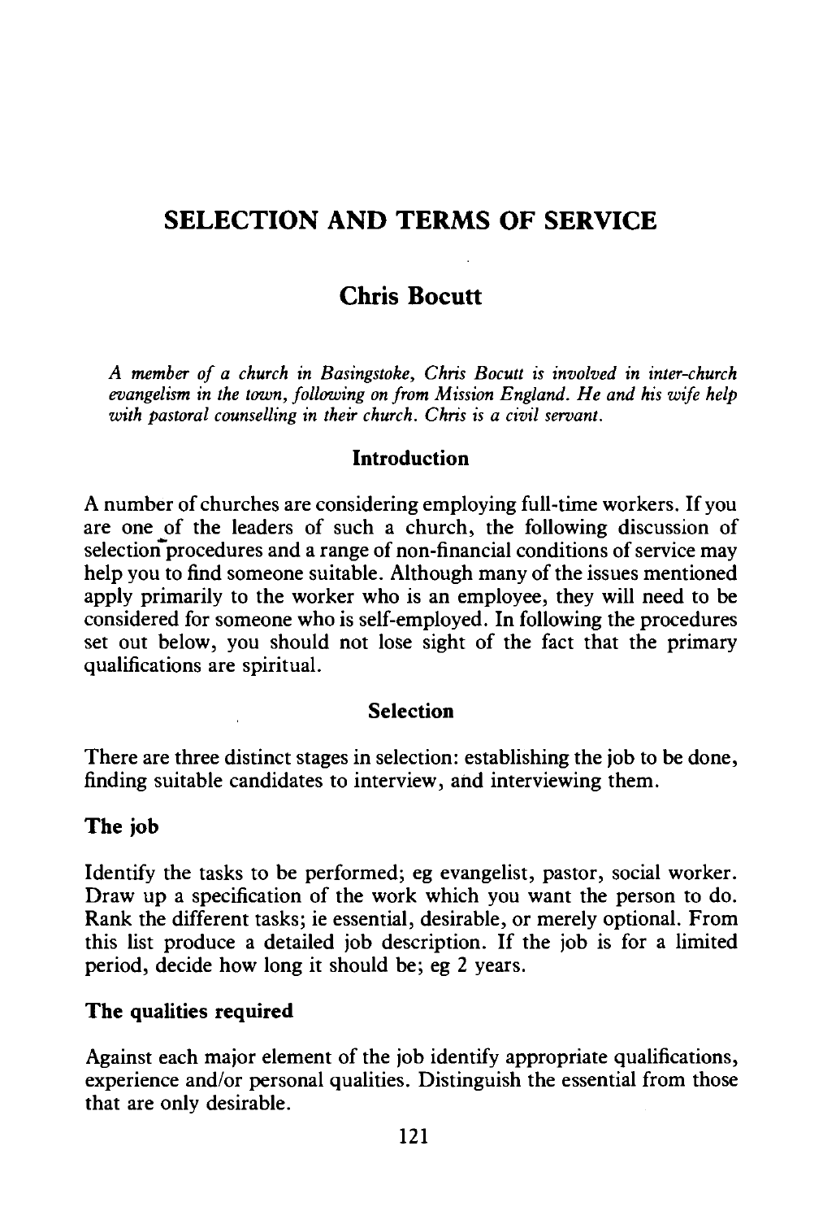# SELECTION AND TERMS OF SERVICE

## Chris Bocutt

*A member of a church in Basingstoke, Chris Bocutt is involved in inter-church evangelism in the town, following on from Mission England. He and his wife help with pastoral counselling in their church. Chris is a civil servant.*

### Introduction

A number of churches are considering employing full-time workers. If you are one of the leaders of such a church, the following discussion of selection procedures and a range of non-financial conditions of service may help you to find someone suitable. Although many of the issues mentioned apply primarily to the worker who is an employee, they will need to be considered for someone who is self-employed. In following the procedures set out below, you should not lose sight of the fact that the primary qualifications are spiritual.

### Selection

There are three distinct stages in selection: establishing the job to be done, finding suitable candidates to interview, and interviewing them.

#### The job

Identify the tasks to be performed; eg evangelist, pastor, social worker. Draw up a specification of the work which you want the person to do. Rank the different tasks; ie essential, desirable, or merely optional. From this list produce a detailed job description. If the job is for a limited period, decide how long it should be; eg 2 years.

#### The qualities required

Against each major element of the job identify appropriate qualifications, experience and/or personal qualities. Distinguish the essential from those that are only desirable.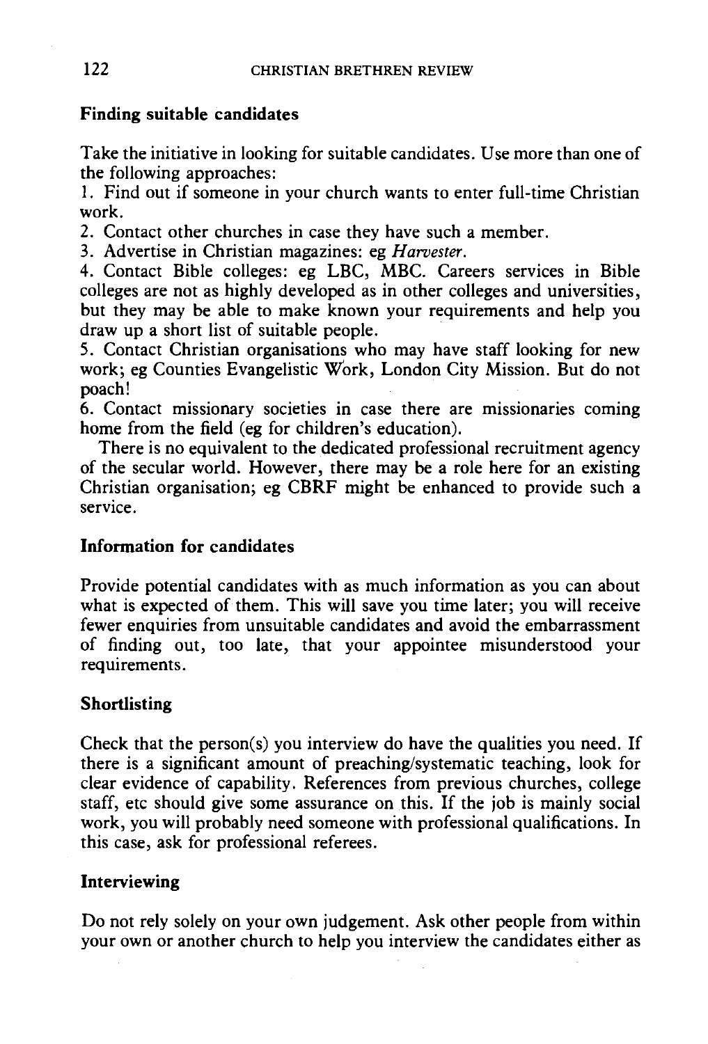## Finding suitable candidates

Take the initiative in looking for suitable candidates. Use more than one of the following approaches:

1. Find out if someone in your church wants to enter full-time Christian work.
2. Contact other churches in case they have such a member.
3. Advertise in Christian magazines: eg *Harvester*.
4. Contact Bible colleges: eg LBC, MBC. Careers services in Bible colleges are not as highly developed as in other colleges and universities, but they may be able to make known your requirements and help you draw up a short list of suitable people.
5. Contact Christian organisations who may have staff looking for new work; eg Counties Evangelistic Work, London City Mission. But do not poach!
6. Contact missionary societies in case there are missionaries coming home from the field (eg for children's education).

There is no equivalent to the dedicated professional recruitment agency of the secular world. However, there may be a role here for an existing Christian organisation; eg CBRF might be enhanced to provide such a service.

## Information for candidates

Provide potential candidates with as much information as you can about what is expected of them. This will save you time later; you will receive fewer enquiries from unsuitable candidates and avoid the embarrassment of finding out, too late, that your appointee misunderstood your requirements.

## Shortlisting

Check that the person(s) you interview do have the qualities you need. If there is a significant amount of preaching/systematic teaching, look for clear evidence of capability. References from previous churches, college staff, etc should give some assurance on this. If the job is mainly social work, you will probably need someone with professional qualifications. In this case, ask for professional referees.

## Interviewing

Do not rely solely on your own judgement. Ask other people from within your own or another church to help you interview the candidates either as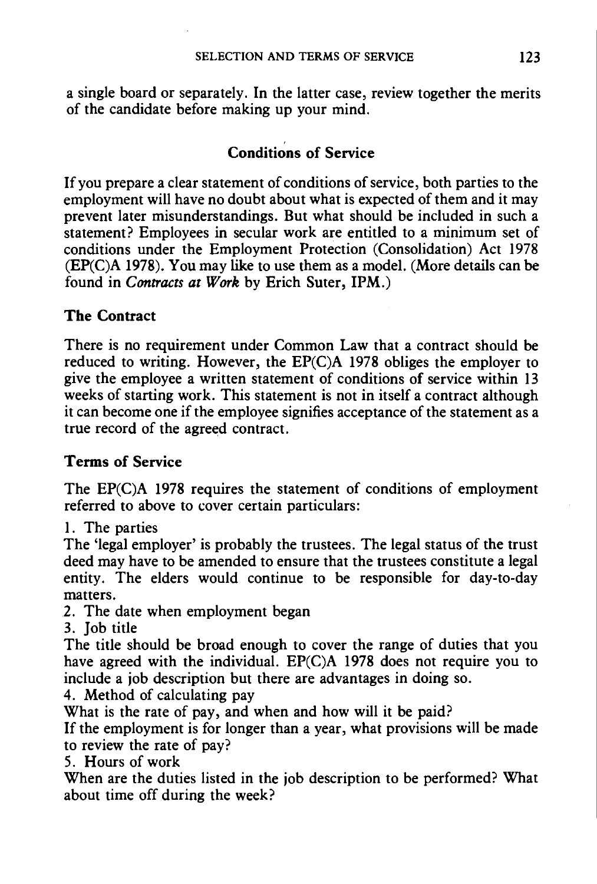a single board or separately. In the latter case, review together the merits of the candidate before making up your mind.

## Conditions of Service

If you prepare a clear statement of conditions of service, both parties to the employment will have no doubt about what is expected of them and it may prevent later misunderstandings. But what should be included in such a statement? Employees in secular work are entitled to a minimum set of conditions under the Employment Protection (Consolidation) Act 1978 (EP(C)A 1978). You may like to use them as a model. (More details can be found in *Contracts at Work* by Erich Suter, IPM.)

### The Contract

There is no requirement under Common Law that a contract should be reduced to writing. However, the EP(C)A 1978 obliges the employer to give the employee a written statement of conditions of service within 13 weeks of starting work. This statement is not in itself a contract although it can become one if the employee signifies acceptance of the statement as a true record of the agreed contract.

### Terms of Service

The EP(C)A 1978 requires the statement of conditions of employment referred to above to cover certain particulars:

1. The parties
The 'legal employer' is probably the trustees. The legal status of the trust deed may have to be amended to ensure that the trustees constitute a legal entity. The elders would continue to be responsible for day-to-day matters.
2. The date when employment began
3. Job title
The title should be broad enough to cover the range of duties that you have agreed with the individual. EP(C)A 1978 does not require you to include a job description but there are advantages in doing so.
4. Method of calculating pay
What is the rate of pay, and when and how will it be paid?
If the employment is for longer than a year, what provisions will be made to review the rate of pay?
5. Hours of work
When are the duties listed in the job description to be performed? What about time off during the week?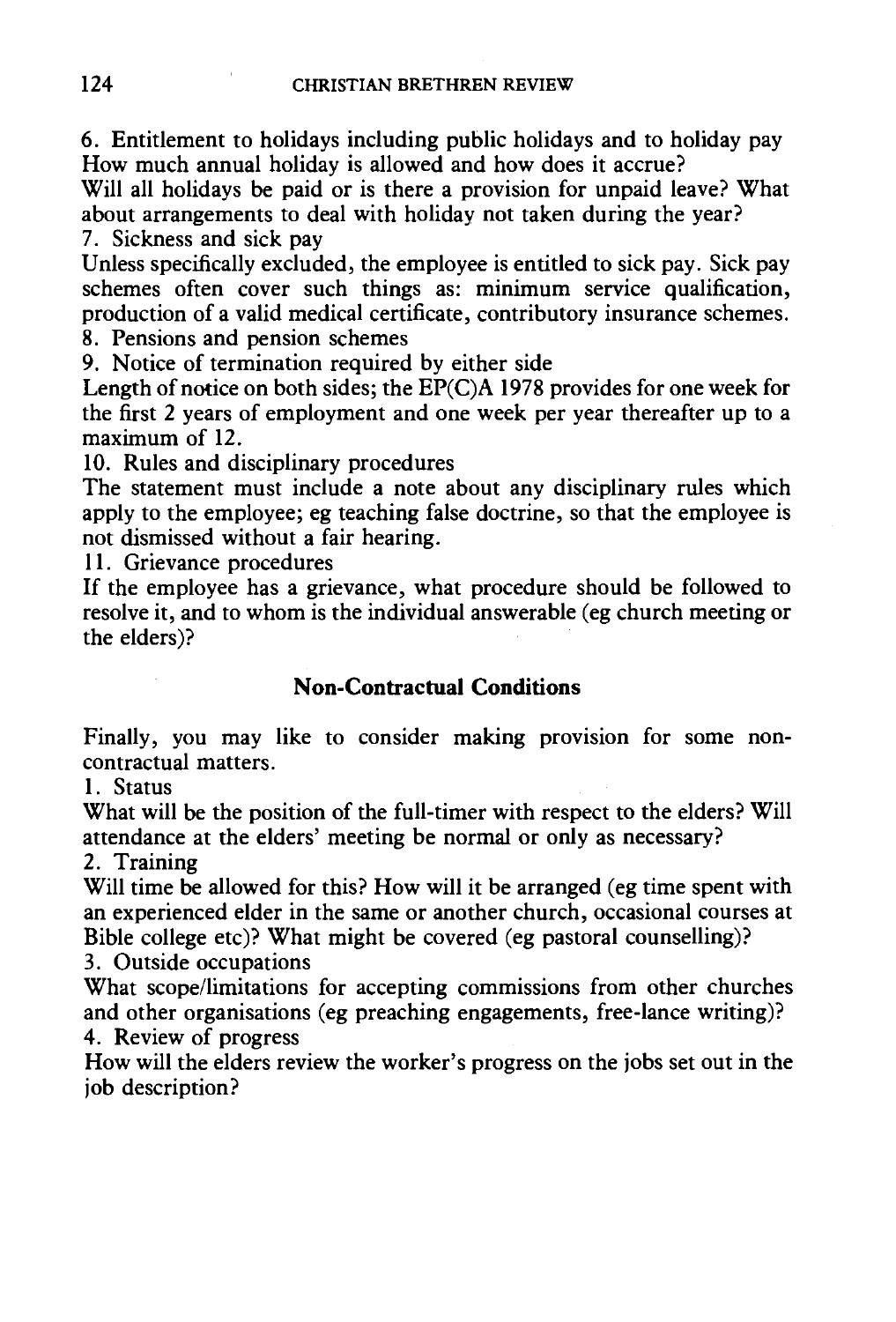6. Entitlement to holidays including public holidays and to holiday pay
How much annual holiday is allowed and how does it accrue?
Will all holidays be paid or is there a provision for unpaid leave? What about arrangements to deal with holiday not taken during the year?

7. Sickness and sick pay
Unless specifically excluded, the employee is entitled to sick pay. Sick pay schemes often cover such things as: minimum service qualification, production of a valid medical certificate, contributory insurance schemes.

8. Pensions and pension schemes

9. Notice of termination required by either side
Length of notice on both sides; the EP(C)A 1978 provides for one week for the first 2 years of employment and one week per year thereafter up to a maximum of 12.

10. Rules and disciplinary procedures
The statement must include a note about any disciplinary rules which apply to the employee; eg teaching false doctrine, so that the employee is not dismissed without a fair hearing.

11. Grievance procedures
If the employee has a grievance, what procedure should be followed to resolve it, and to whom is the individual answerable (eg church meeting or the elders)?

## Non-Contractual Conditions

Finally, you may like to consider making provision for some non-contractual matters.

1. Status
What will be the position of the full-timer with respect to the elders? Will attendance at the elders' meeting be normal or only as necessary?

2. Training
Will time be allowed for this? How will it be arranged (eg time spent with an experienced elder in the same or another church, occasional courses at Bible college etc)? What might be covered (eg pastoral counselling)?

3. Outside occupations
What scope/limitations for accepting commissions from other churches and other organisations (eg preaching engagements, free-lance writing)?

4. Review of progress
How will the elders review the worker's progress on the jobs set out in the job description?